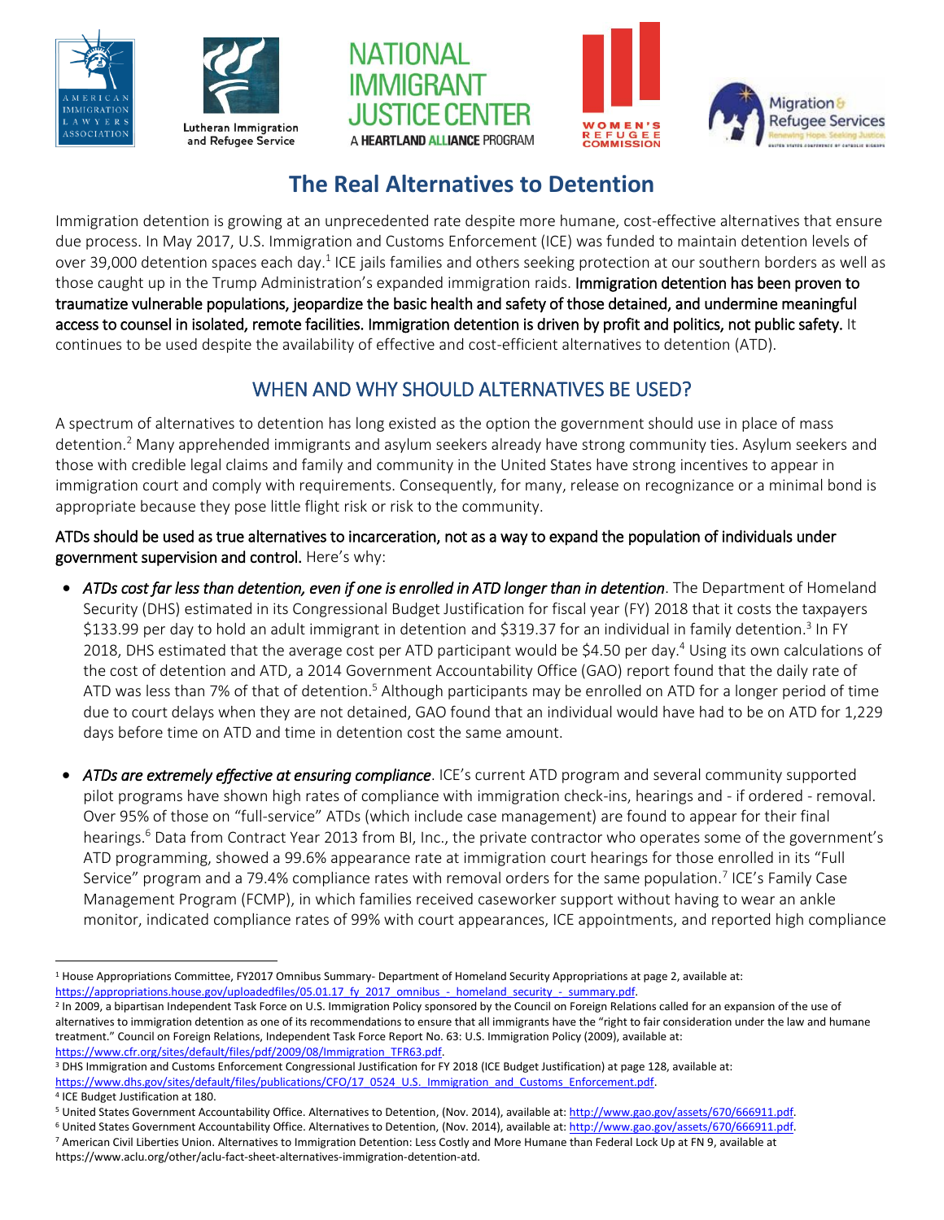# The Real Alternatives to Detention

Immigration detention is growing at an unprecedented rate despite more humane, cost-effective alternatives that ensure due process. In May 2017, U.S. Immigration and Customs Enforcement (ICE) was funded to maintain detention levels of over 39,000 detention spaces each day.[1] ICE jails families and others seeking protection at our southern borders as well as those caught up in the Trump Administration's expanded immigration raids. **Immigration detention has been proven to traumatize vulnerable populations, jeopardize the basic health and safety of those detained, and undermine meaningful access to counsel in isolated, remote facilities. Immigration detention is driven by profit and politics, not public safety.** It continues to be used despite the availability of effective and cost-efficient alternatives to detention (ATD).

## WHEN AND WHY SHOULD ALTERNATIVES BE USED?

A spectrum of alternatives to detention has long existed as the option the government should use in place of mass detention.[2] Many apprehended immigrants and asylum seekers already have strong community ties. Asylum seekers and those with credible legal claims and family and community in the United States have strong incentives to appear in immigration court and comply with requirements. Consequently, for many, release on recognizance or a minimal bond is appropriate because they pose little flight risk or risk to the community.

**ATDs should be used as true alternatives to incarceration, not as a way to expand the population of individuals under government supervision and control.** Here's why:

- *ATDs cost far less than detention, even if one is enrolled in ATD longer than in detention*. The Department of Homeland Security (DHS) estimated in its Congressional Budget Justification for fiscal year (FY) 2018 that it costs the taxpayers $133.99 per day to hold an adult immigrant in detention and $319.37 for an individual in family detention.[3] In FY 2018, DHS estimated that the average cost per ATD participant would be $4.50 per day.[4] Using its own calculations of the cost of detention and ATD, a 2014 Government Accountability Office (GAO) report found that the daily rate of ATD was less than 7% of that of detention.[5] Although participants may be enrolled on ATD for a longer period of time due to court delays when they are not detained, GAO found that an individual would have had to be on ATD for 1,229 days before time on ATD and time in detention cost the same amount.

- *ATDs are extremely effective at ensuring compliance*. ICE's current ATD program and several community supported pilot programs have shown high rates of compliance with immigration check-ins, hearings and - if ordered - removal. Over 95% of those on "full-service" ATDs (which include case management) are found to appear for their final hearings.[6] Data from Contract Year 2013 from BI, Inc., the private contractor who operates some of the government's ATD programming, showed a 99.6% appearance rate at immigration court hearings for those enrolled in its "Full Service" program and a 79.4% compliance rates with removal orders for the same population.[7] ICE's Family Case Management Program (FCMP), in which families received caseworker support without having to wear an ankle monitor, indicated compliance rates of 99% with court appearances, ICE appointments, and reported high compliance

---

[1] House Appropriations Committee, FY2017 Omnibus Summary- Department of Homeland Security Appropriations at page 2, available at: https://appropriations.house.gov/uploadedfiles/05.01.17_fy_2017_omnibus_-_homeland_security_-_summary.pdf.

[2] In 2009, a bipartisan Independent Task Force on U.S. Immigration Policy sponsored by the Council on Foreign Relations called for an expansion of the use of alternatives to immigration detention as one of its recommendations to ensure that all immigrants have the "right to fair consideration under the law and humane treatment." Council on Foreign Relations, Independent Task Force Report No. 63: U.S. Immigration Policy (2009), available at: https://www.cfr.org/sites/default/files/pdf/2009/08/Immigration_TFR63.pdf.

[3] DHS Immigration and Customs Enforcement Congressional Justification for FY 2018 (ICE Budget Justification) at page 128, available at: https://www.dhs.gov/sites/default/files/publications/CFO/17_0524_U.S._Immigration_and_Customs_Enforcement.pdf.

[4] ICE Budget Justification at 180.

[5] United States Government Accountability Office. Alternatives to Detention, (Nov. 2014), available at: http://www.gao.gov/assets/670/666911.pdf.

[6] United States Government Accountability Office. Alternatives to Detention, (Nov. 2014), available at: http://www.gao.gov/assets/670/666911.pdf.

[7] American Civil Liberties Union. Alternatives to Immigration Detention: Less Costly and More Humane than Federal Lock Up at FN 9, available at https://www.aclu.org/other/aclu-fact-sheet-alternatives-immigration-detention-atd.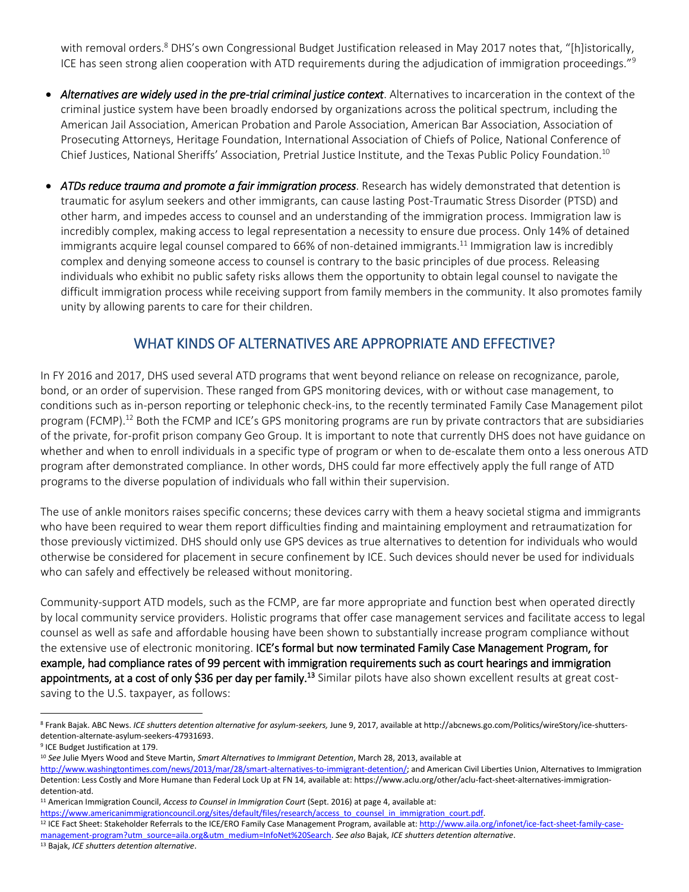with removal orders.[8] DHS's own Congressional Budget Justification released in May 2017 notes that, "[h]istorically, ICE has seen strong alien cooperation with ATD requirements during the adjudication of immigration proceedings."[9]

- *Alternatives are widely used in the pre-trial criminal justice context*. Alternatives to incarceration in the context of the criminal justice system have been broadly endorsed by organizations across the political spectrum, including the American Jail Association, American Probation and Parole Association, American Bar Association, Association of Prosecuting Attorneys, Heritage Foundation, International Association of Chiefs of Police, National Conference of Chief Justices, National Sheriffs' Association, Pretrial Justice Institute, and the Texas Public Policy Foundation.[10]

- *ATDs reduce trauma and promote a fair immigration process*. Research has widely demonstrated that detention is traumatic for asylum seekers and other immigrants, can cause lasting Post-Traumatic Stress Disorder (PTSD) and other harm, and impedes access to counsel and an understanding of the immigration process. Immigration law is incredibly complex, making access to legal representation a necessity to ensure due process. Only 14% of detained immigrants acquire legal counsel compared to 66% of non-detained immigrants.[11] Immigration law is incredibly complex and denying someone access to counsel is contrary to the basic principles of due process. Releasing individuals who exhibit no public safety risks allows them the opportunity to obtain legal counsel to navigate the difficult immigration process while receiving support from family members in the community. It also promotes family unity by allowing parents to care for their children.

## WHAT KINDS OF ALTERNATIVES ARE APPROPRIATE AND EFFECTIVE?

In FY 2016 and 2017, DHS used several ATD programs that went beyond reliance on release on recognizance, parole, bond, or an order of supervision. These ranged from GPS monitoring devices, with or without case management, to conditions such as in-person reporting or telephonic check-ins, to the recently terminated Family Case Management pilot program (FCMP).[12] Both the FCMP and ICE's GPS monitoring programs are run by private contractors that are subsidiaries of the private, for-profit prison company Geo Group. It is important to note that currently DHS does not have guidance on whether and when to enroll individuals in a specific type of program or when to de-escalate them onto a less onerous ATD program after demonstrated compliance. In other words, DHS could far more effectively apply the full range of ATD programs to the diverse population of individuals who fall within their supervision.

The use of ankle monitors raises specific concerns; these devices carry with them a heavy societal stigma and immigrants who have been required to wear them report difficulties finding and maintaining employment and retraumatization for those previously victimized. DHS should only use GPS devices as true alternatives to detention for individuals who would otherwise be considered for placement in secure confinement by ICE. Such devices should never be used for individuals who can safely and effectively be released without monitoring.

Community-support ATD models, such as the FCMP, are far more appropriate and function best when operated directly by local community service providers. Holistic programs that offer case management services and facilitate access to legal counsel as well as safe and affordable housing have been shown to substantially increase program compliance without the extensive use of electronic monitoring. **ICE's formal but now terminated Family Case Management Program, for example, had compliance rates of 99 percent with immigration requirements such as court hearings and immigration appointments, at a cost of only $36 per day per family.[13]** Similar pilots have also shown excellent results at great cost-saving to the U.S. taxpayer, as follows:

---

[8] Frank Bajak. ABC News. *ICE shutters detention alternative for asylum-seekers,* June 9, 2017, available at http://abcnews.go.com/Politics/wireStory/ice-shutters-detention-alternate-asylum-seekers-47931693.

[9] ICE Budget Justification at 179.

[10] *See* Julie Myers Wood and Steve Martin, *Smart Alternatives to Immigrant Detention*, March 28, 2013, available at http://www.washingtontimes.com/news/2013/mar/28/smart-alternatives-to-immigrant-detention/; and American Civil Liberties Union, Alternatives to Immigration Detention: Less Costly and More Humane than Federal Lock Up at FN 14, available at: https://www.aclu.org/other/aclu-fact-sheet-alternatives-immigration-detention-atd.

[11] American Immigration Council, *Access to Counsel in Immigration Court* (Sept. 2016) at page 4, available at: https://www.americanimmigrationcouncil.org/sites/default/files/research/access_to_counsel_in_immigration_court.pdf.

[12] ICE Fact Sheet: Stakeholder Referrals to the ICE/ERO Family Case Management Program, available at: http://www.aila.org/infonet/ice-fact-sheet-family-case-management-program?utm_source=aila.org&utm_medium=InfoNet%20Search. *See also* Bajak, *ICE shutters detention alternative*.

[13] Bajak, *ICE shutters detention alternative*.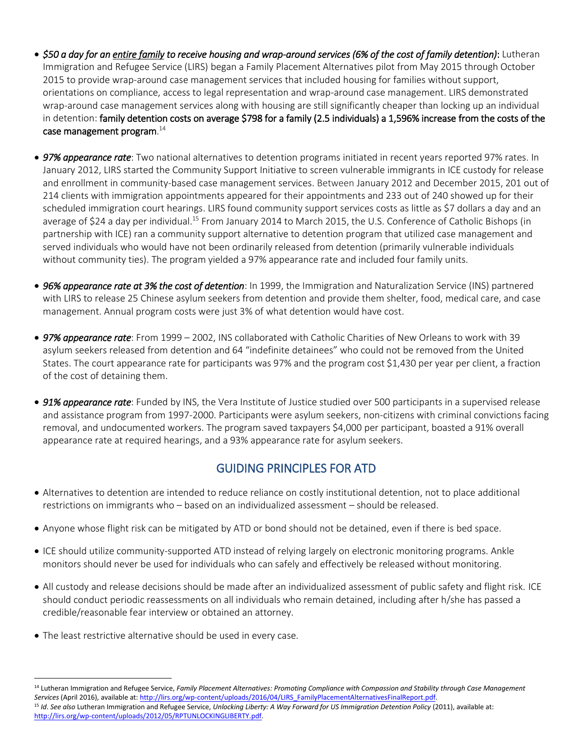- ***$50 a day for an entire family to receive housing and wrap-around services (6% of the cost of family detention)***: Lutheran Immigration and Refugee Service (LIRS) began a Family Placement Alternatives pilot from May 2015 through October 2015 to provide wrap-around case management services that included housing for families without support, orientations on compliance, access to legal representation and wrap-around case management. LIRS demonstrated wrap-around case management services along with housing are still significantly cheaper than locking up an individual in detention: **family detention costs on average $798 for a family (2.5 individuals) a 1,596% increase from the costs of the case management program**.[14]

- ***97% appearance rate***: Two national alternatives to detention programs initiated in recent years reported 97% rates. In January 2012, LIRS started the Community Support Initiative to screen vulnerable immigrants in ICE custody for release and enrollment in community-based case management services. Between January 2012 and December 2015, 201 out of 214 clients with immigration appointments appeared for their appointments and 233 out of 240 showed up for their scheduled immigration court hearings. LIRS found community support services costs as little as $7 dollars a day and an average of $24 a day per individual.[15] From January 2014 to March 2015, the U.S. Conference of Catholic Bishops (in partnership with ICE) ran a community support alternative to detention program that utilized case management and served individuals who would have not been ordinarily released from detention (primarily vulnerable individuals without community ties). The program yielded a 97% appearance rate and included four family units.

- ***96% appearance rate at 3% the cost of detention***: In 1999, the Immigration and Naturalization Service (INS) partnered with LIRS to release 25 Chinese asylum seekers from detention and provide them shelter, food, medical care, and case management. Annual program costs were just 3% of what detention would have cost.

- ***97% appearance rate***: From 1999 – 2002, INS collaborated with Catholic Charities of New Orleans to work with 39 asylum seekers released from detention and 64 "indefinite detainees" who could not be removed from the United States. The court appearance rate for participants was 97% and the program cost $1,430 per year per client, a fraction of the cost of detaining them.

- ***91% appearance rate***: Funded by INS, the Vera Institute of Justice studied over 500 participants in a supervised release and assistance program from 1997-2000. Participants were asylum seekers, non-citizens with criminal convictions facing removal, and undocumented workers. The program saved taxpayers $4,000 per participant, boasted a 91% overall appearance rate at required hearings, and a 93% appearance rate for asylum seekers.

## GUIDING PRINCIPLES FOR ATD

- Alternatives to detention are intended to reduce reliance on costly institutional detention, not to place additional restrictions on immigrants who – based on an individualized assessment – should be released.
- Anyone whose flight risk can be mitigated by ATD or bond should not be detained, even if there is bed space.
- ICE should utilize community-supported ATD instead of relying largely on electronic monitoring programs. Ankle monitors should never be used for individuals who can safely and effectively be released without monitoring.
- All custody and release decisions should be made after an individualized assessment of public safety and flight risk. ICE should conduct periodic reassessments on all individuals who remain detained, including after h/she has passed a credible/reasonable fear interview or obtained an attorney.
- The least restrictive alternative should be used in every case.

---

[14] Lutheran Immigration and Refugee Service, *Family Placement Alternatives: Promoting Compliance with Compassion and Stability through Case Management Services* (April 2016), available at: http://lirs.org/wp-content/uploads/2016/04/LIRS_FamilyPlacementAlternativesFinalReport.pdf.

[15] *Id*. *See also* Lutheran Immigration and Refugee Service, *Unlocking Liberty: A Way Forward for US Immigration Detention Policy* (2011), available at: http://lirs.org/wp-content/uploads/2012/05/RPTUNLOCKINGLIBERTY.pdf.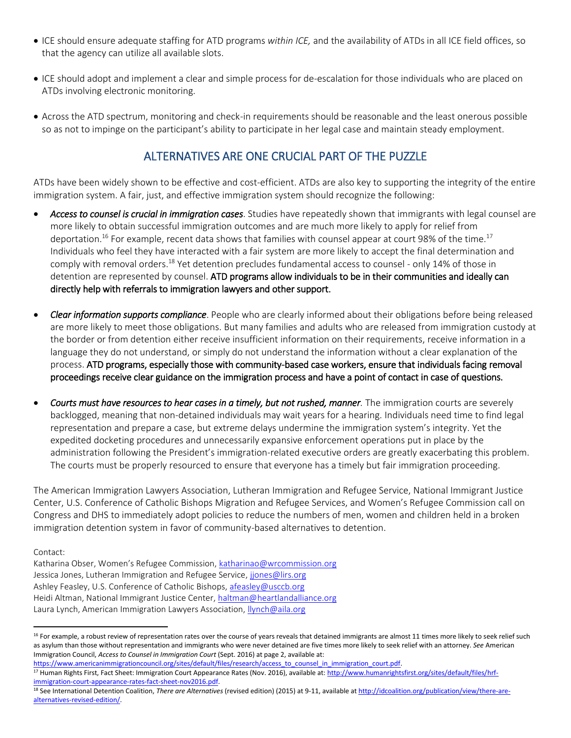- ICE should ensure adequate staffing for ATD programs *within ICE,* and the availability of ATDs in all ICE field offices, so that the agency can utilize all available slots.

- ICE should adopt and implement a clear and simple process for de-escalation for those individuals who are placed on ATDs involving electronic monitoring.

- Across the ATD spectrum, monitoring and check-in requirements should be reasonable and the least onerous possible so as not to impinge on the participant's ability to participate in her legal case and maintain steady employment.

## ALTERNATIVES ARE ONE CRUCIAL PART OF THE PUZZLE

ATDs have been widely shown to be effective and cost-efficient. ATDs are also key to supporting the integrity of the entire immigration system. A fair, just, and effective immigration system should recognize the following:

- *Access to counsel is crucial in immigration cases*. Studies have repeatedly shown that immigrants with legal counsel are more likely to obtain successful immigration outcomes and are much more likely to apply for relief from deportation.[16] For example, recent data shows that families with counsel appear at court 98% of the time.[17] Individuals who feel they have interacted with a fair system are more likely to accept the final determination and comply with removal orders.[18] Yet detention precludes fundamental access to counsel - only 14% of those in detention are represented by counsel. **ATD programs allow individuals to be in their communities and ideally can directly help with referrals to immigration lawyers and other support.**

- *Clear information supports compliance*. People who are clearly informed about their obligations before being released are more likely to meet those obligations. But many families and adults who are released from immigration custody at the border or from detention either receive insufficient information on their requirements, receive information in a language they do not understand, or simply do not understand the information without a clear explanation of the process. **ATD programs, especially those with community-based case workers, ensure that individuals facing removal proceedings receive clear guidance on the immigration process and have a point of contact in case of questions.**

- *Courts must have resources to hear cases in a timely, but not rushed, manner.* The immigration courts are severely backlogged, meaning that non-detained individuals may wait years for a hearing. Individuals need time to find legal representation and prepare a case, but extreme delays undermine the immigration system's integrity. Yet the expedited docketing procedures and unnecessarily expansive enforcement operations put in place by the administration following the President's immigration-related executive orders are greatly exacerbating this problem. The courts must be properly resourced to ensure that everyone has a timely but fair immigration proceeding.

The American Immigration Lawyers Association, Lutheran Immigration and Refugee Service, National Immigrant Justice Center, U.S. Conference of Catholic Bishops Migration and Refugee Services, and Women's Refugee Commission call on Congress and DHS to immediately adopt policies to reduce the numbers of men, women and children held in a broken immigration detention system in favor of community-based alternatives to detention.

Contact:
Katharina Obser, Women's Refugee Commission, katharinao@wrcommission.org
Jessica Jones, Lutheran Immigration and Refugee Service, jjones@lirs.org
Ashley Feasley, U.S. Conference of Catholic Bishops, afeasley@usccb.org
Heidi Altman, National Immigrant Justice Center, haltman@heartlandalliance.org
Laura Lynch, American Immigration Lawyers Association, llynch@aila.org

---

[16] For example, a robust review of representation rates over the course of years reveals that detained immigrants are almost 11 times more likely to seek relief such as asylum than those without representation and immigrants who were never detained are five times more likely to seek relief with an attorney. *See* American Immigration Council, *Access to Counsel in Immigration Court* (Sept. 2016) at page 2, available at: https://www.americanimmigrationcouncil.org/sites/default/files/research/access_to_counsel_in_immigration_court.pdf.

[17] Human Rights First, Fact Sheet: Immigration Court Appearance Rates (Nov. 2016), available at: http://www.humanrightsfirst.org/sites/default/files/hrf-immigration-court-appearance-rates-fact-sheet-nov2016.pdf.

[18] See International Detention Coalition, *There are Alternatives* (revised edition) (2015) at 9-11, available at http://idcoalition.org/publication/view/there-are-alternatives-revised-edition/.